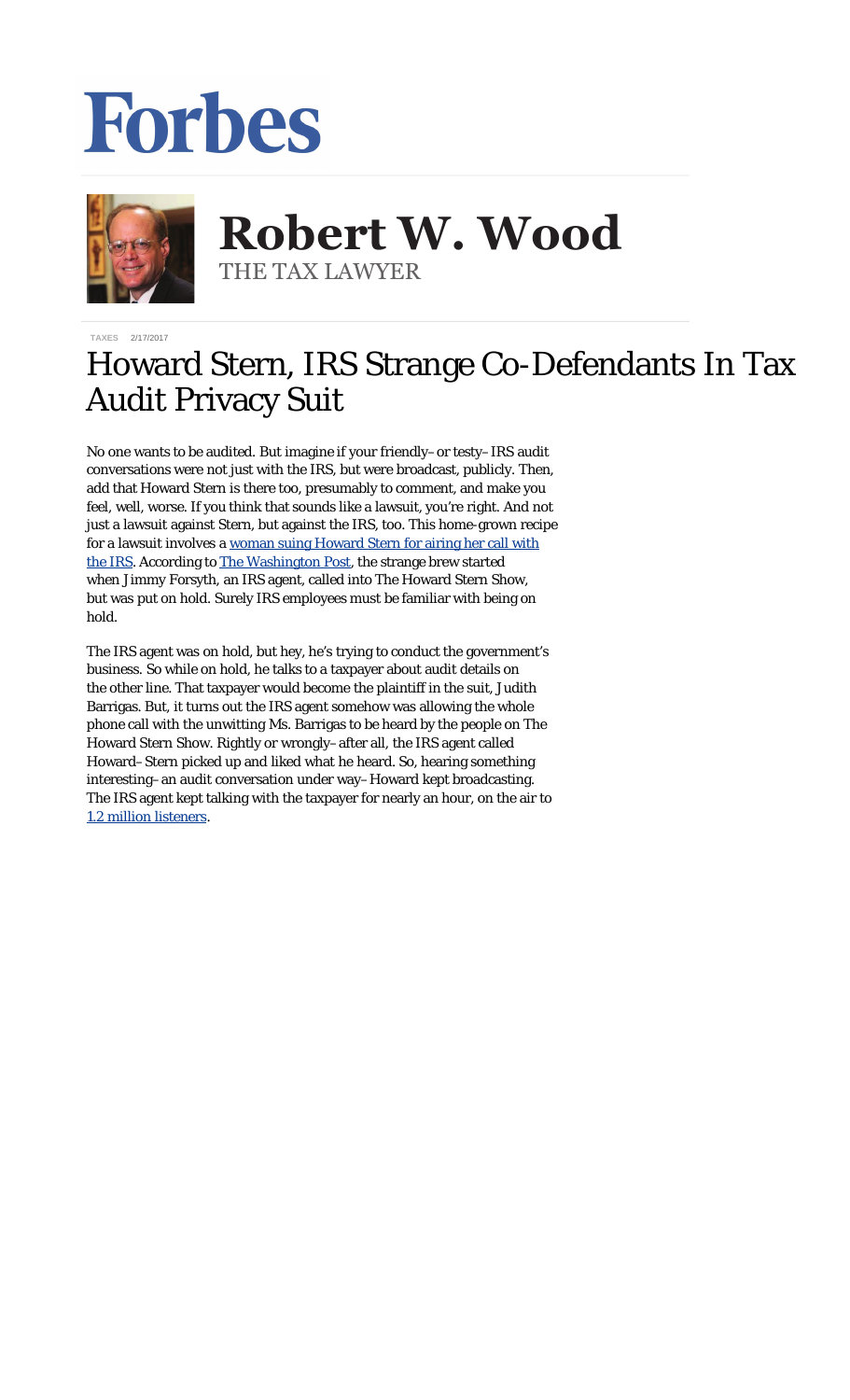# Forbes

## Robert W. Wood

THE TAX LAWYER

TAXES 2/17/2017

# Howard Stern, IRS Strange Co-Defendants In Tax Audit Privacy Suit

No one wants to be audited. But imagine if your friendly–or testy–IRS audit conversations were not just with the IRS, but were broadcast, publicly. Then, add that Howard Stern is there too, presumably to comment, and make you feel, well, worse. If you think that sounds like a lawsuit, you're right. And not just a lawsuit against Stern, but against the IRS, too. This home-grown recipe for a lawsuit involves a [woman suing Howard Stern for airing her call with the IRS](). According to [The Washington Post](), the strange brew started when Jimmy Forsyth, an IRS agent, called into The Howard Stern Show, but was put on hold. Surely IRS employees must be familiar with being on hold.

The IRS agent was on hold, but hey, he's trying to conduct the government's business. So while on hold, he talks to a taxpayer about audit details on the other line. That taxpayer would become the plaintiff in the suit, Judith Barrigas. But, it turns out the IRS agent somehow was allowing the whole phone call with the unwitting Ms. Barrigas to be heard by the people on The Howard Stern Show. Rightly or wrongly–after all, the IRS agent called Howard–Stern picked up and liked what he heard. So, hearing something interesting–an audit conversation under way–Howard kept broadcasting. The IRS agent kept talking with the taxpayer for nearly an hour, on the air to [1.2 million listeners]().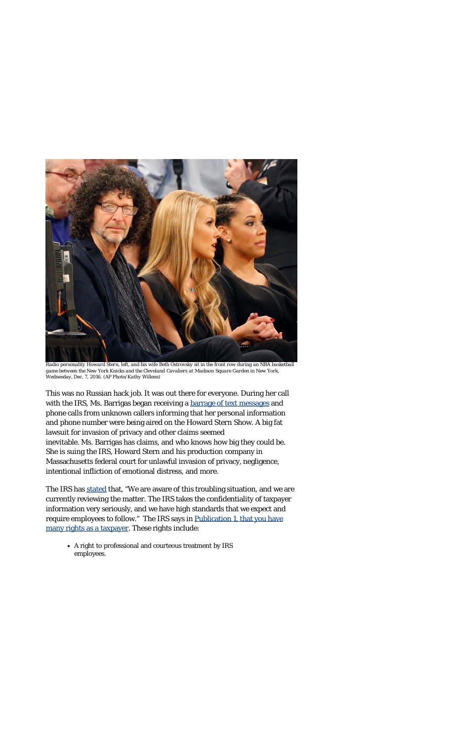*Radio personality Howard Stern, left, and his wife Beth Ostrovsky sit in the front row during an NBA basketball game between the New York Knicks and the Cleveland Cavaliers at Madison Square Garden in New York, Wednesday, Dec. 7, 2016. (AP Photo/Kathy Willens)*

This was no Russian hack job. It was out there for everyone. During her call with the IRS, Ms. Barrigas began receiving a [barrage of text messages] and phone calls from unknown callers informing that her personal information and phone number were being aired on the Howard Stern Show. A big fat lawsuit for invasion of privacy and other claims seemed inevitable. Ms. Barrigas has claims, and who knows how big they could be. She is suing the IRS, Howard Stern and his production company in Massachusetts federal court for unlawful invasion of privacy, negligence, intentional infliction of emotional distress, and more.

The IRS has [stated] that, "We are aware of this troubling situation, and we are currently reviewing the matter. The IRS takes the confidentiality of taxpayer information very seriously, and we have high standards that we expect and require employees to follow." The IRS says in [Publication 1, that you have many rights as a taxpayer]. These rights include:

- A right to professional and courteous treatment by IRS employees.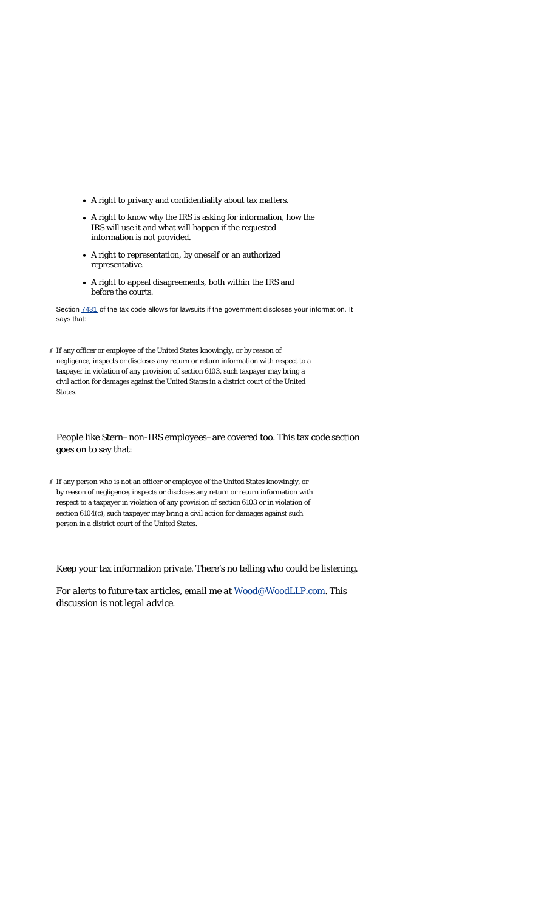- A right to privacy and confidentiality about tax matters.
- A right to know why the IRS is asking for information, how the IRS will use it and what will happen if the requested information is not provided.
- A right to representation, by oneself or an authorized representative.
- A right to appeal disagreements, both within the IRS and before the courts.

Section [7431](#) of the tax code allows for lawsuits if the government discloses your information. It says that:

> If any officer or employee of the United States knowingly, or by reason of negligence, inspects or discloses any return or return information with respect to a taxpayer in violation of any provision of section 6103, such taxpayer may bring a civil action for damages against the United States in a district court of the United States.

People like Stern–non-IRS employees–are covered too. This tax code section goes on to say that:

> If any person who is not an officer or employee of the United States knowingly, or by reason of negligence, inspects or discloses any return or return information with respect to a taxpayer in violation of any provision of section 6103 or in violation of section 6104(c), such taxpayer may bring a civil action for damages against such person in a district court of the United States.

Keep your tax information private. There's no telling who could be listening.

*For alerts to future tax articles, email me at* [Wood@WoodLLP.com](mailto:Wood@WoodLLP.com). *This discussion is not legal advice.*